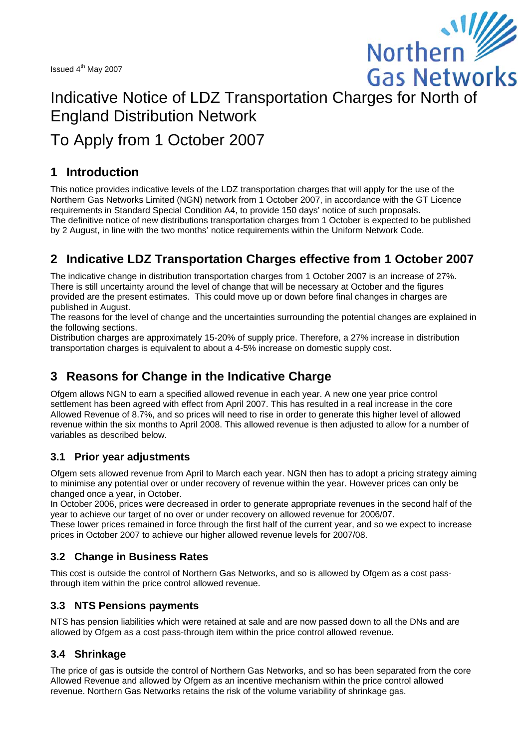Issued 4th May 2007

# Indicative Notice of LDZ Transportation Charges for North of England Distribution Network

# To Apply from 1 October 2007

## 1 Introduction

This notice provides indicative levels of the LDZ transportation charges that will apply for the use of the Northern Gas Networks Limited (NGN) network from 1 October 2007, in accordance with the GT Licence requirements in Standard Special Condition A4, to provide 150 days' notice of such proposals.
The definitive notice of new distributions transportation charges from 1 October is expected to be published by 2 August, in line with the two months' notice requirements within the Uniform Network Code.

## 2 Indicative LDZ Transportation Charges effective from 1 October 2007

The indicative change in distribution transportation charges from 1 October 2007 is an increase of 27%. There is still uncertainty around the level of change that will be necessary at October and the figures provided are the present estimates. This could move up or down before final changes in charges are published in August.
The reasons for the level of change and the uncertainties surrounding the potential changes are explained in the following sections.
Distribution charges are approximately 15-20% of supply price. Therefore, a 27% increase in distribution transportation charges is equivalent to about a 4-5% increase on domestic supply cost.

## 3 Reasons for Change in the Indicative Charge

Ofgem allows NGN to earn a specified allowed revenue in each year. A new one year price control settlement has been agreed with effect from April 2007. This has resulted in a real increase in the core Allowed Revenue of 8.7%, and so prices will need to rise in order to generate this higher level of allowed revenue within the six months to April 2008. This allowed revenue is then adjusted to allow for a number of variables as described below.

### 3.1 Prior year adjustments

Ofgem sets allowed revenue from April to March each year. NGN then has to adopt a pricing strategy aiming to minimise any potential over or under recovery of revenue within the year. However prices can only be changed once a year, in October.
In October 2006, prices were decreased in order to generate appropriate revenues in the second half of the year to achieve our target of no over or under recovery on allowed revenue for 2006/07.
These lower prices remained in force through the first half of the current year, and so we expect to increase prices in October 2007 to achieve our higher allowed revenue levels for 2007/08.

### 3.2 Change in Business Rates

This cost is outside the control of Northern Gas Networks, and so is allowed by Ofgem as a cost pass-through item within the price control allowed revenue.

### 3.3 NTS Pensions payments

NTS has pension liabilities which were retained at sale and are now passed down to all the DNs and are allowed by Ofgem as a cost pass-through item within the price control allowed revenue.

### 3.4 Shrinkage

The price of gas is outside the control of Northern Gas Networks, and so has been separated from the core Allowed Revenue and allowed by Ofgem as an incentive mechanism within the price control allowed revenue. Northern Gas Networks retains the risk of the volume variability of shrinkage gas.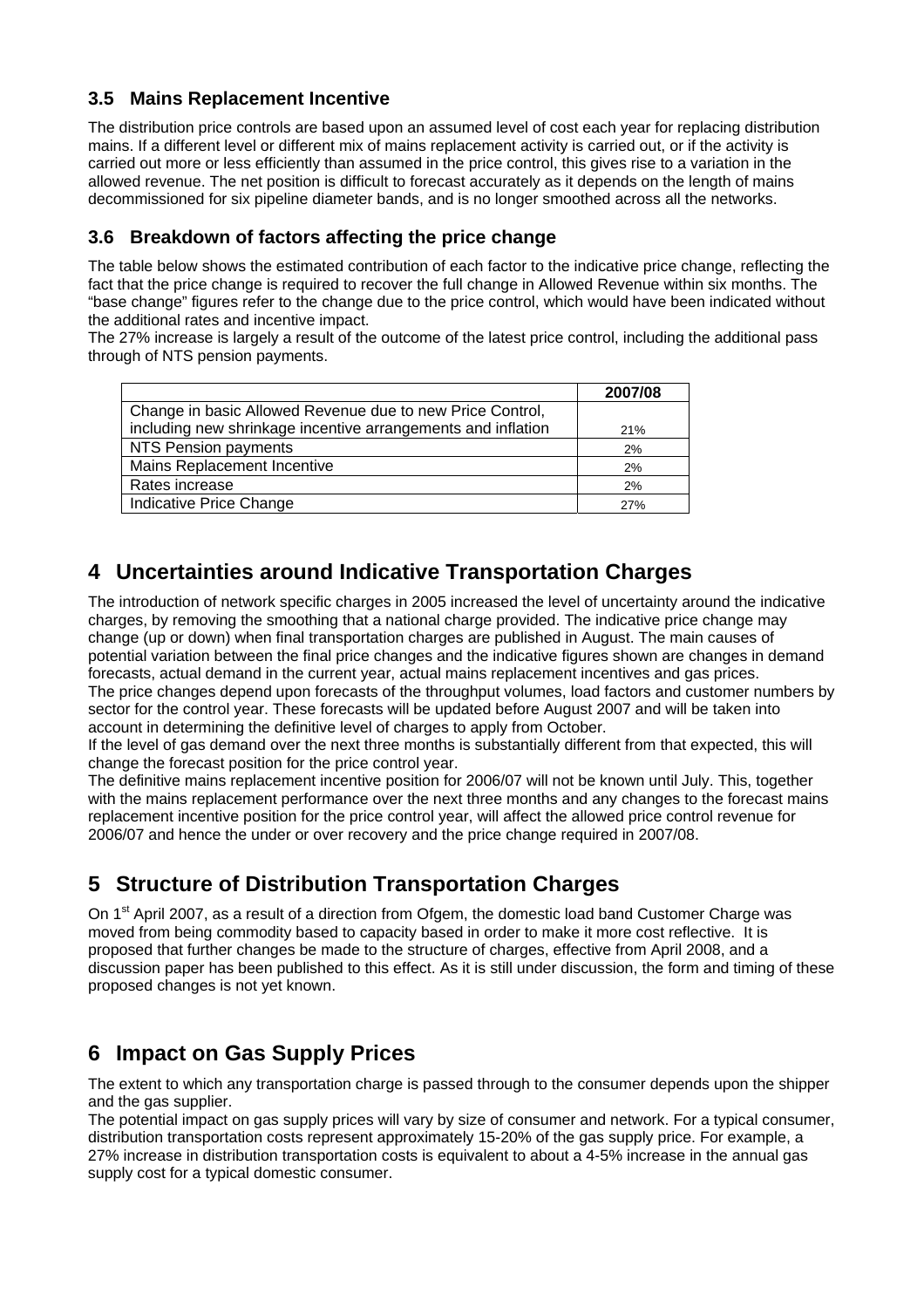### 3.5 Mains Replacement Incentive

The distribution price controls are based upon an assumed level of cost each year for replacing distribution mains. If a different level or different mix of mains replacement activity is carried out, or if the activity is carried out more or less efficiently than assumed in the price control, this gives rise to a variation in the allowed revenue. The net position is difficult to forecast accurately as it depends on the length of mains decommissioned for six pipeline diameter bands, and is no longer smoothed across all the networks.

### 3.6 Breakdown of factors affecting the price change

The table below shows the estimated contribution of each factor to the indicative price change, reflecting the fact that the price change is required to recover the full change in Allowed Revenue within six months. The "base change" figures refer to the change due to the price control, which would have been indicated without the additional rates and incentive impact.

The 27% increase is largely a result of the outcome of the latest price control, including the additional pass through of NTS pension payments.

| | 2007/08 |
|---|---|
| Change in basic Allowed Revenue due to new Price Control, including new shrinkage incentive arrangements and inflation | 21% |
| NTS Pension payments | 2% |
| Mains Replacement Incentive | 2% |
| Rates increase | 2% |
| Indicative Price Change | 27% |

## 4 Uncertainties around Indicative Transportation Charges

The introduction of network specific charges in 2005 increased the level of uncertainty around the indicative charges, by removing the smoothing that a national charge provided. The indicative price change may change (up or down) when final transportation charges are published in August. The main causes of potential variation between the final price changes and the indicative figures shown are changes in demand forecasts, actual demand in the current year, actual mains replacement incentives and gas prices.

The price changes depend upon forecasts of the throughput volumes, load factors and customer numbers by sector for the control year. These forecasts will be updated before August 2007 and will be taken into account in determining the definitive level of charges to apply from October.

If the level of gas demand over the next three months is substantially different from that expected, this will change the forecast position for the price control year.

The definitive mains replacement incentive position for 2006/07 will not be known until July. This, together with the mains replacement performance over the next three months and any changes to the forecast mains replacement incentive position for the price control year, will affect the allowed price control revenue for 2006/07 and hence the under or over recovery and the price change required in 2007/08.

## 5 Structure of Distribution Transportation Charges

On 1st April 2007, as a result of a direction from Ofgem, the domestic load band Customer Charge was moved from being commodity based to capacity based in order to make it more cost reflective. It is proposed that further changes be made to the structure of charges, effective from April 2008, and a discussion paper has been published to this effect. As it is still under discussion, the form and timing of these proposed changes is not yet known.

## 6 Impact on Gas Supply Prices

The extent to which any transportation charge is passed through to the consumer depends upon the shipper and the gas supplier.

The potential impact on gas supply prices will vary by size of consumer and network. For a typical consumer, distribution transportation costs represent approximately 15-20% of the gas supply price. For example, a 27% increase in distribution transportation costs is equivalent to about a 4-5% increase in the annual gas supply cost for a typical domestic consumer.